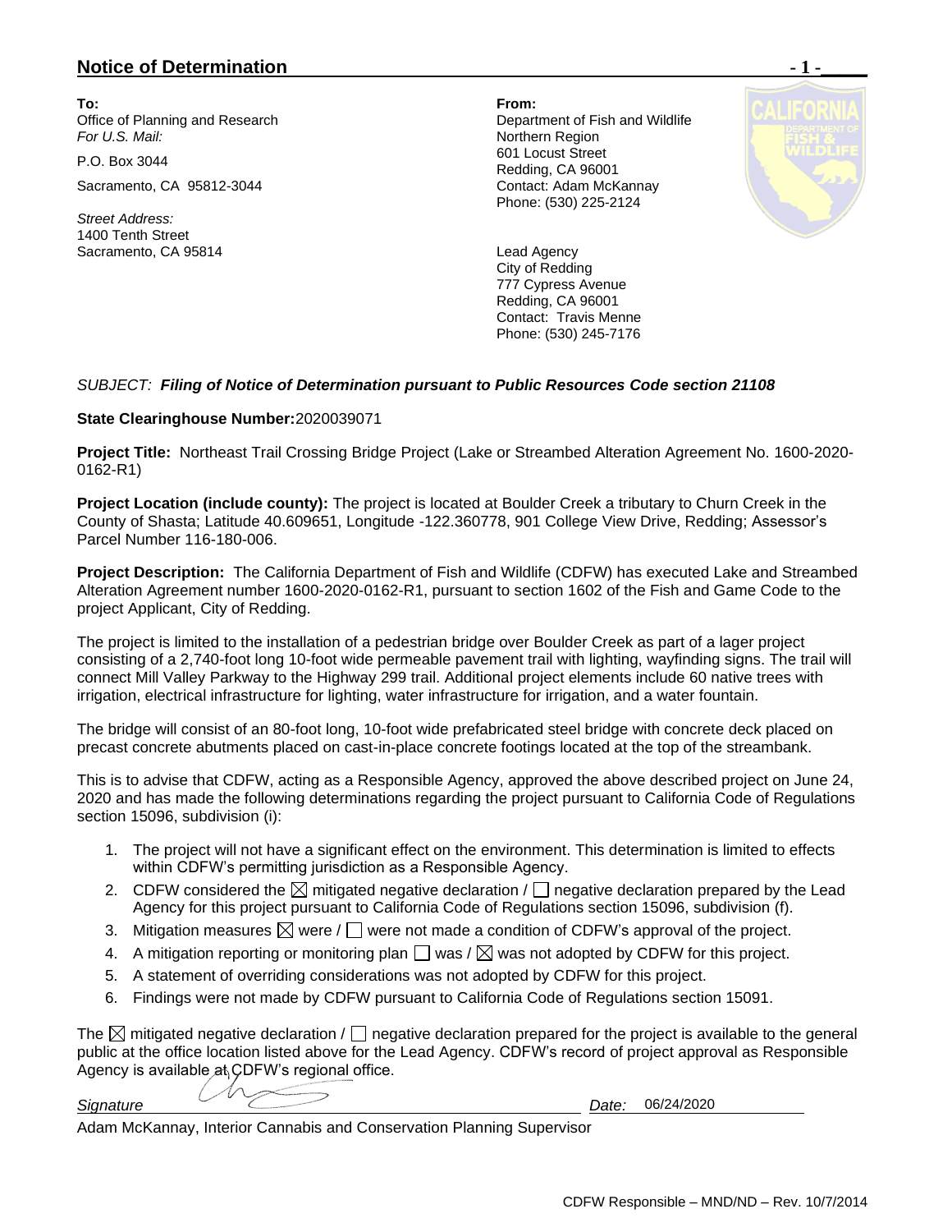## Notice of Determination

**To:**
Office of Planning and Research
*For U.S. Mail:*

P.O. Box 3044

Sacramento, CA 95812-3044

*Street Address:*
1400 Tenth Street
Sacramento, CA 95814

**From:**
Department of Fish and Wildlife
Northern Region
601 Locust Street
Redding, CA 96001
Contact: Adam McKannay
Phone: (530) 225-2124

Lead Agency
City of Redding
777 Cypress Avenue
Redding, CA 96001
Contact: Travis Menne
Phone: (530) 245-7176

*SUBJECT:* ***Filing of Notice of Determination pursuant to Public Resources Code section 21108***

**State Clearinghouse Number:** 2020039071

**Project Title:** Northeast Trail Crossing Bridge Project (Lake or Streambed Alteration Agreement No. 1600-2020-0162-R1)

**Project Location (include county):** The project is located at Boulder Creek a tributary to Churn Creek in the County of Shasta; Latitude 40.609651, Longitude -122.360778, 901 College View Drive, Redding; Assessor's Parcel Number 116-180-006.

**Project Description:** The California Department of Fish and Wildlife (CDFW) has executed Lake and Streambed Alteration Agreement number 1600-2020-0162-R1, pursuant to section 1602 of the Fish and Game Code to the project Applicant, City of Redding.

The project is limited to the installation of a pedestrian bridge over Boulder Creek as part of a lager project consisting of a 2,740-foot long 10-foot wide permeable pavement trail with lighting, wayfinding signs. The trail will connect Mill Valley Parkway to the Highway 299 trail. Additional project elements include 60 native trees with irrigation, electrical infrastructure for lighting, water infrastructure for irrigation, and a water fountain.

The bridge will consist of an 80-foot long, 10-foot wide prefabricated steel bridge with concrete deck placed on precast concrete abutments placed on cast-in-place concrete footings located at the top of the streambank.

This is to advise that CDFW, acting as a Responsible Agency, approved the above described project on June 24, 2020 and has made the following determinations regarding the project pursuant to California Code of Regulations section 15096, subdivision (i):

1. The project will not have a significant effect on the environment. This determination is limited to effects within CDFW's permitting jurisdiction as a Responsible Agency.
2. CDFW considered the ☒ mitigated negative declaration / ☐ negative declaration prepared by the Lead Agency for this project pursuant to California Code of Regulations section 15096, subdivision (f).
3. Mitigation measures ☒ were / ☐ were not made a condition of CDFW's approval of the project.
4. A mitigation reporting or monitoring plan ☐ was / ☒ was not adopted by CDFW for this project.
5. A statement of overriding considerations was not adopted by CDFW for this project.
6. Findings were not made by CDFW pursuant to California Code of Regulations section 15091.

The ☒ mitigated negative declaration / ☐ negative declaration prepared for the project is available to the general public at the office location listed above for the Lead Agency. CDFW's record of project approval as Responsible Agency is available at CDFW's regional office.

*Signature* _______________ *Date:* 06/24/2020

Adam McKannay, Interior Cannabis and Conservation Planning Supervisor

CDFW Responsible – MND/ND – Rev. 10/7/2014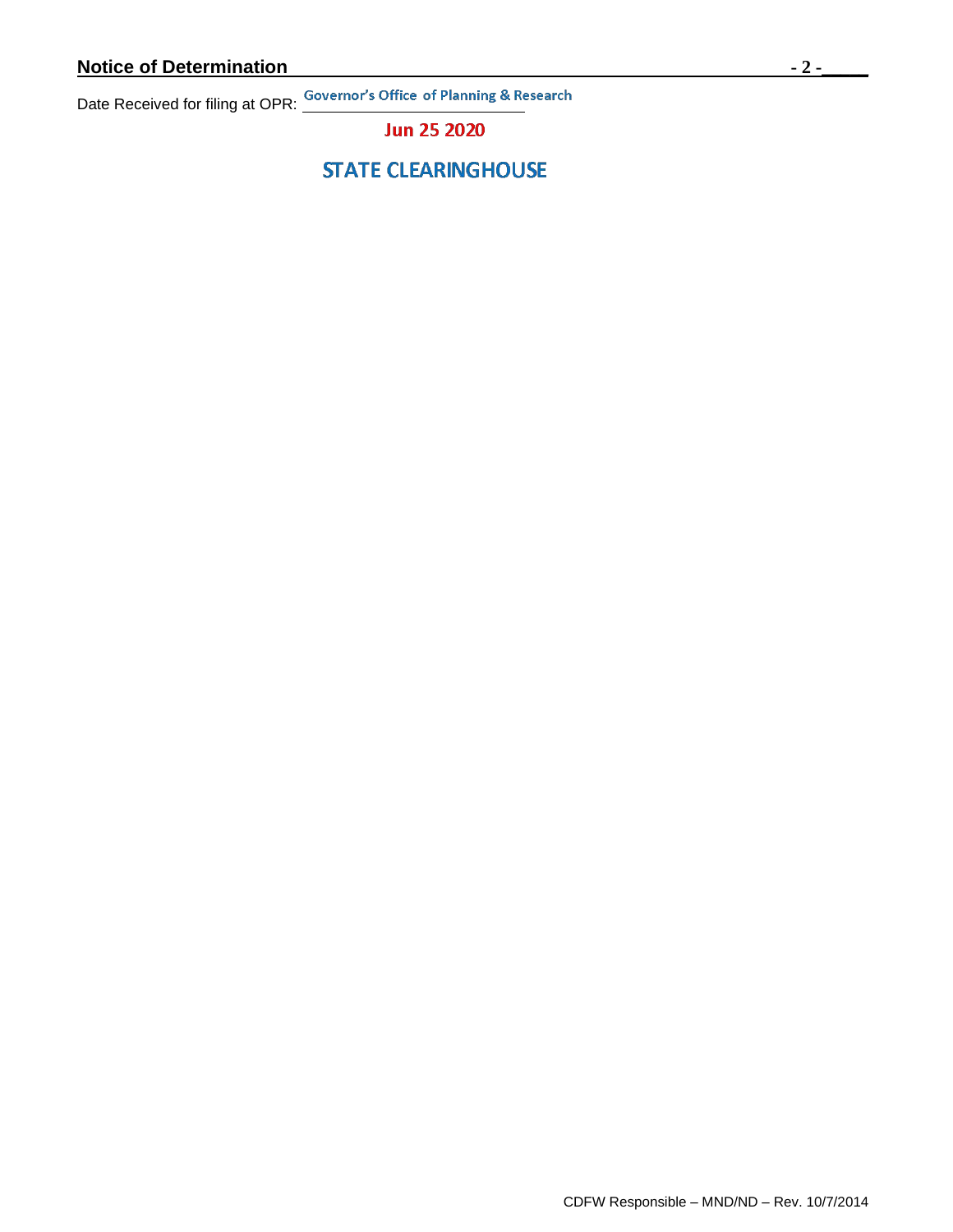Date Received for filing at OPR: Governor's Office of Planning & Research

Jun 25 2020

STATE CLEARINGHOUSE